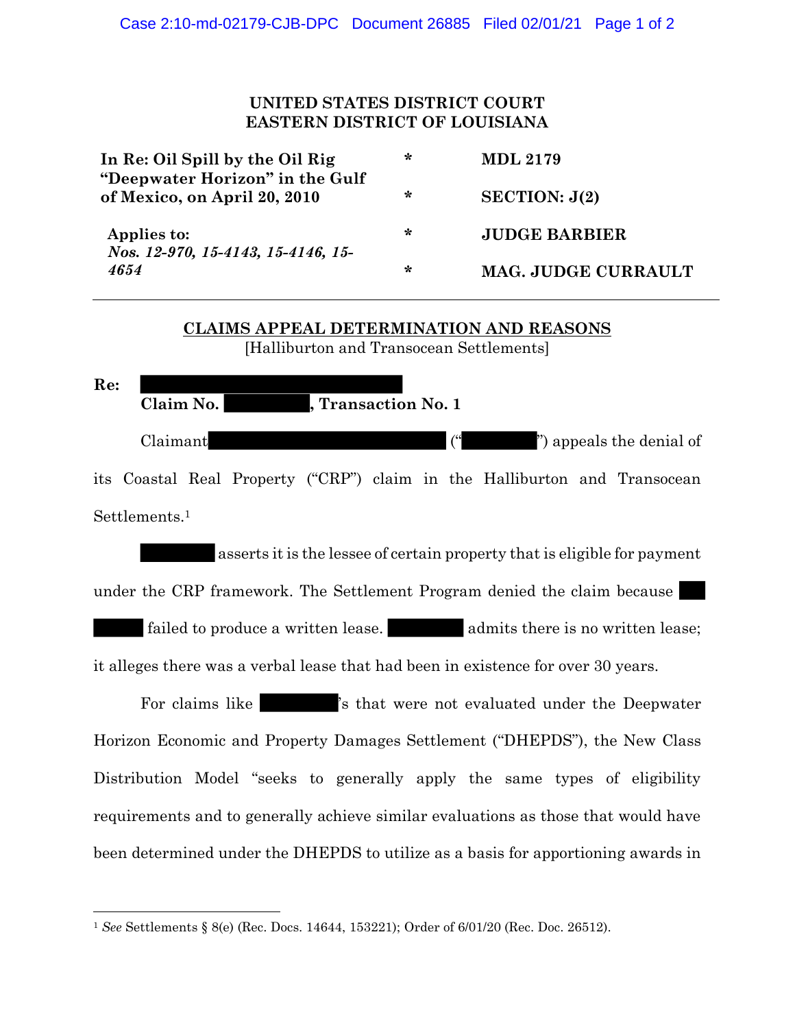**UNITED STATES DISTRICT COURT**
**EASTERN DISTRICT OF LOUISIANA**

| | | |
|---|---|---|
| **In Re: Oil Spill by the Oil Rig "Deepwater Horizon" in the Gulf of Mexico, on April 20, 2010** | * | **MDL 2179** |
| | * | **SECTION: J(2)** |
| **Applies to:** *Nos. 12-970, 15-4143, 15-4146, 15-4654* | * | **JUDGE BARBIER** |
| | * | **MAG. JUDGE CURRAULT** |

**CLAIMS APPEAL DETERMINATION AND REASONS**
[Halliburton and Transocean Settlements]

**Re:** ████████████████
**Claim No. ██████, Transaction No. 1**

Claimant ████████████████ ("██████") appeals the denial of its Coastal Real Property ("CRP") claim in the Halliburton and Transocean Settlements.[1]

██████ asserts it is the lessee of certain property that is eligible for payment under the CRP framework. The Settlement Program denied the claim because ██████ failed to produce a written lease. ██████ admits there is no written lease; it alleges there was a verbal lease that had been in existence for over 30 years.

For claims like ██████'s that were not evaluated under the Deepwater Horizon Economic and Property Damages Settlement ("DHEPDS"), the New Class Distribution Model "seeks to generally apply the same types of eligibility requirements and to generally achieve similar evaluations as those that would have been determined under the DHEPDS to utilize as a basis for apportioning awards in

---

[1] *See* Settlements § 8(e) (Rec. Docs. 14644, 153221); Order of 6/01/20 (Rec. Doc. 26512).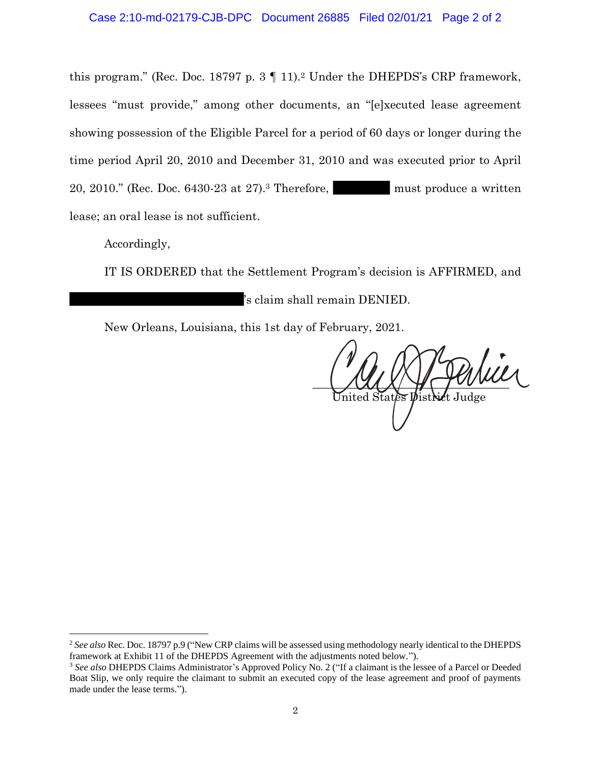this program." (Rec. Doc. 18797 p. 3 ¶ 11).[2] Under the DHEPDS's CRP framework, lessees "must provide," among other documents, an "[e]xecuted lease agreement showing possession of the Eligible Parcel for a period of 60 days or longer during the time period April 20, 2010 and December 31, 2010 and was executed prior to April 20, 2010." (Rec. Doc. 6430-23 at 27).[3] Therefore, ████████ must produce a written lease; an oral lease is not sufficient.

Accordingly,

IT IS ORDERED that the Settlement Program's decision is AFFIRMED, and ████████████████████'s claim shall remain DENIED.

New Orleans, Louisiana, this 1st day of February, 2021.

United States District Judge

---

[2] *See also* Rec. Doc. 18797 p.9 ("New CRP claims will be assessed using methodology nearly identical to the DHEPDS framework at Exhibit 11 of the DHEPDS Agreement with the adjustments noted below.").

[3] *See also* DHEPDS Claims Administrator's Approved Policy No. 2 ("If a claimant is the lessee of a Parcel or Deeded Boat Slip, we only require the claimant to submit an executed copy of the lease agreement and proof of payments made under the lease terms.").